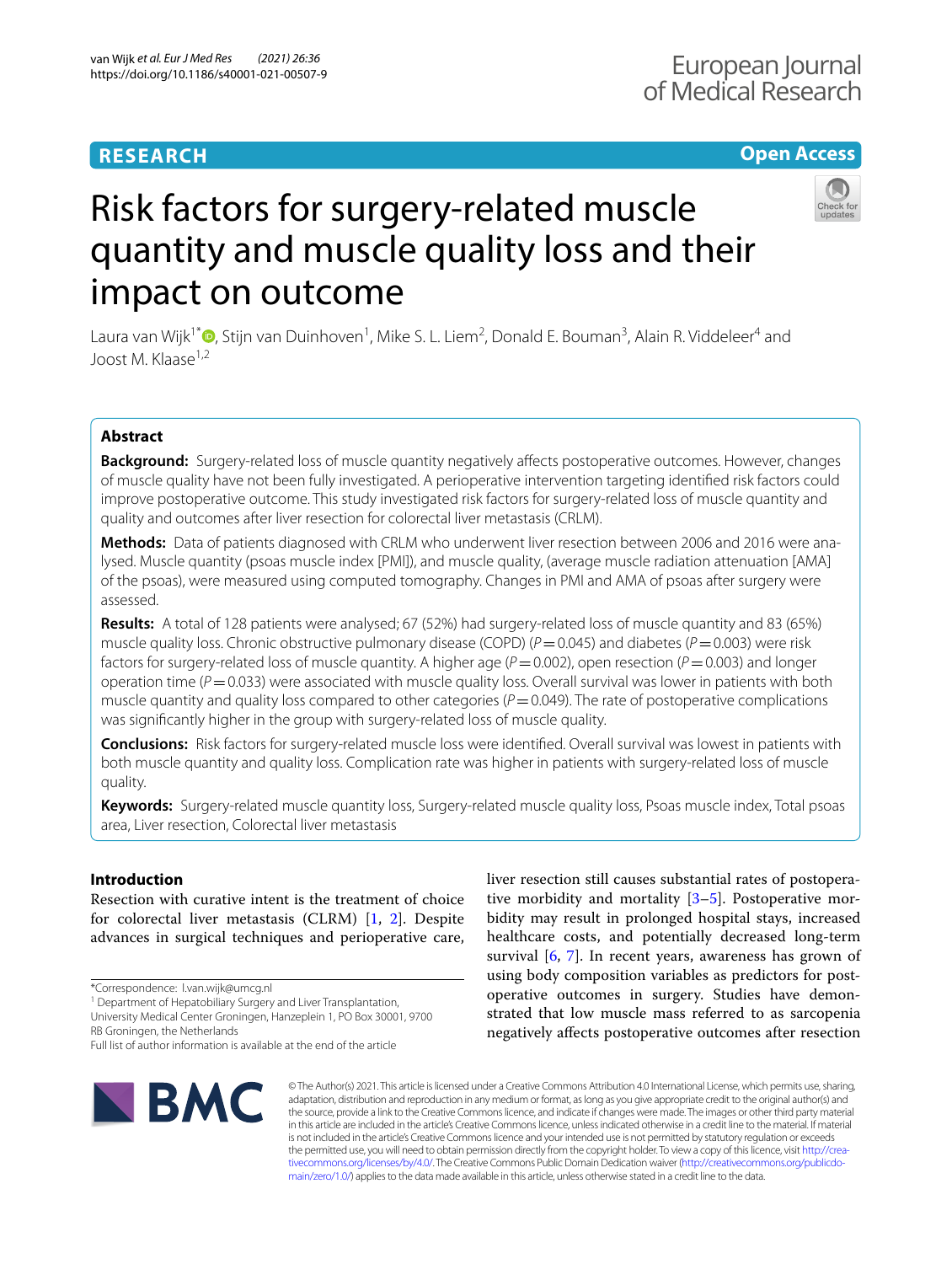**RESEARCH** **Open Access**

# Risk factors for surgery-related muscle quantity and muscle quality loss and their impact on outcome

Laura van Wijk[1*], Stijn van Duinhoven[1], Mike S. L. Liem[2], Donald E. Bouman[3], Alain R. Viddeleer[4] and Joost M. Klaase[1,2]

## Abstract

**Background:** Surgery-related loss of muscle quantity negatively affects postoperative outcomes. However, changes of muscle quality have not been fully investigated. A perioperative intervention targeting identified risk factors could improve postoperative outcome. This study investigated risk factors for surgery-related loss of muscle quantity and quality and outcomes after liver resection for colorectal liver metastasis (CRLM).

**Methods:** Data of patients diagnosed with CRLM who underwent liver resection between 2006 and 2016 were analysed. Muscle quantity (psoas muscle index [PMI]), and muscle quality, (average muscle radiation attenuation [AMA] of the psoas), were measured using computed tomography. Changes in PMI and AMA of psoas after surgery were assessed.

**Results:** A total of 128 patients were analysed; 67 (52%) had surgery-related loss of muscle quantity and 83 (65%) muscle quality loss. Chronic obstructive pulmonary disease (COPD) ($P = 0.045$) and diabetes ($P = 0.003$) were risk factors for surgery-related loss of muscle quantity. A higher age ($P = 0.002$), open resection ($P = 0.003$) and longer operation time ($P = 0.033$) were associated with muscle quality loss. Overall survival was lower in patients with both muscle quantity and quality loss compared to other categories ($P = 0.049$). The rate of postoperative complications was significantly higher in the group with surgery-related loss of muscle quality.

**Conclusions:** Risk factors for surgery-related muscle loss were identified. Overall survival was lowest in patients with both muscle quantity and quality loss. Complication rate was higher in patients with surgery-related loss of muscle quality.

**Keywords:** Surgery-related muscle quantity loss, Surgery-related muscle quality loss, Psoas muscle index, Total psoas area, Liver resection, Colorectal liver metastasis

## Introduction

Resection with curative intent is the treatment of choice for colorectal liver metastasis (CLRM) [1, 2]. Despite advances in surgical techniques and perioperative care, liver resection still causes substantial rates of postoperative morbidity and mortality [3–5]. Postoperative morbidity may result in prolonged hospital stays, increased healthcare costs, and potentially decreased long-term survival [6, 7]. In recent years, awareness has grown of using body composition variables as predictors for postoperative outcomes in surgery. Studies have demonstrated that low muscle mass referred to as sarcopenia negatively affects postoperative outcomes after resection

*Correspondence: l.van.wijk@umcg.nl
[1] Department of Hepatobiliary Surgery and Liver Transplantation, University Medical Center Groningen, Hanzeplein 1, PO Box 30001, 9700 RB Groningen, the Netherlands
Full list of author information is available at the end of the article

© The Author(s) 2021. This article is licensed under a Creative Commons Attribution 4.0 International License, which permits use, sharing, adaptation, distribution and reproduction in any medium or format, as long as you give appropriate credit to the original author(s) and the source, provide a link to the Creative Commons licence, and indicate if changes were made. The images or other third party material in this article are included in the article's Creative Commons licence, unless indicated otherwise in a credit line to the material. If material is not included in the article's Creative Commons licence and your intended use is not permitted by statutory regulation or exceeds the permitted use, you will need to obtain permission directly from the copyright holder. To view a copy of this licence, visit http://creativecommons.org/licenses/by/4.0/. The Creative Commons Public Domain Dedication waiver (http://creativecommons.org/publicdomain/zero/1.0/) applies to the data made available in this article, unless otherwise stated in a credit line to the data.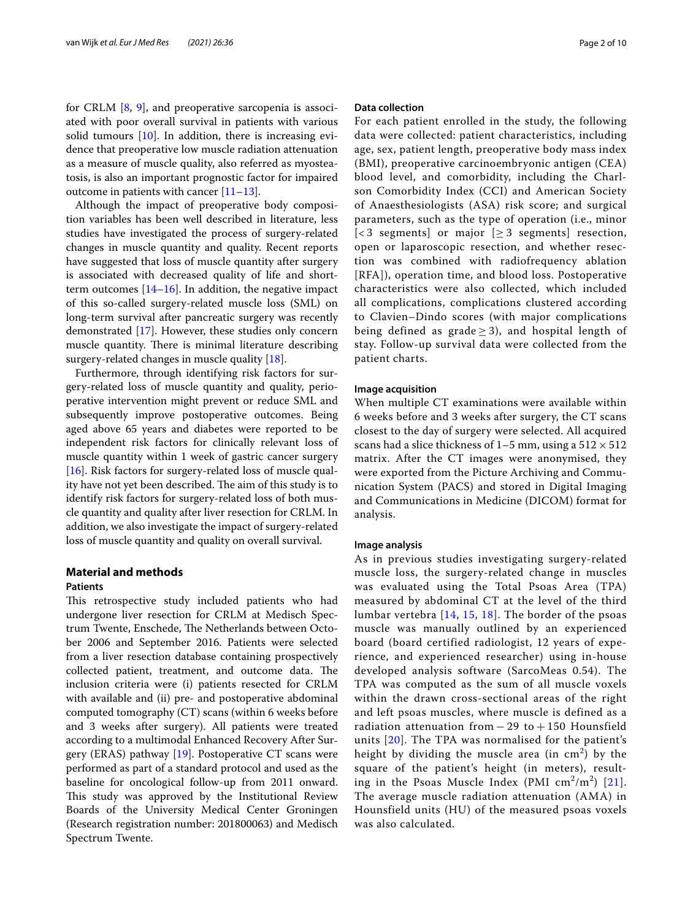for CRLM [8, 9], and preoperative sarcopenia is associated with poor overall survival in patients with various solid tumours [10]. In addition, there is increasing evidence that preoperative low muscle radiation attenuation as a measure of muscle quality, also referred as myosteatosis, is also an important prognostic factor for impaired outcome in patients with cancer [11–13].

Although the impact of preoperative body composition variables has been well described in literature, less studies have investigated the process of surgery-related changes in muscle quantity and quality. Recent reports have suggested that loss of muscle quantity after surgery is associated with decreased quality of life and short-term outcomes [14–16]. In addition, the negative impact of this so-called surgery-related muscle loss (SML) on long-term survival after pancreatic surgery was recently demonstrated [17]. However, these studies only concern muscle quantity. There is minimal literature describing surgery-related changes in muscle quality [18].

Furthermore, through identifying risk factors for surgery-related loss of muscle quantity and quality, perioperative intervention might prevent or reduce SML and subsequently improve postoperative outcomes. Being aged above 65 years and diabetes were reported to be independent risk factors for clinically relevant loss of muscle quantity within 1 week of gastric cancer surgery [16]. Risk factors for surgery-related loss of muscle quality have not yet been described. The aim of this study is to identify risk factors for surgery-related loss of both muscle quantity and quality after liver resection for CRLM. In addition, we also investigate the impact of surgery-related loss of muscle quantity and quality on overall survival.

## Material and methods

### Patients

This retrospective study included patients who had undergone liver resection for CRLM at Medisch Spectrum Twente, Enschede, The Netherlands between October 2006 and September 2016. Patients were selected from a liver resection database containing prospectively collected patient, treatment, and outcome data. The inclusion criteria were (i) patients resected for CRLM with available and (ii) pre- and postoperative abdominal computed tomography (CT) scans (within 6 weeks before and 3 weeks after surgery). All patients were treated according to a multimodal Enhanced Recovery After Surgery (ERAS) pathway [19]. Postoperative CT scans were performed as part of a standard protocol and used as the baseline for oncological follow-up from 2011 onward. This study was approved by the Institutional Review Boards of the University Medical Center Groningen (Research registration number: 201800063) and Medisch Spectrum Twente.

### Data collection

For each patient enrolled in the study, the following data were collected: patient characteristics, including age, sex, patient length, preoperative body mass index (BMI), preoperative carcinoembryonic antigen (CEA) blood level, and comorbidity, including the Charlson Comorbidity Index (CCI) and American Society of Anaesthesiologists (ASA) risk score; and surgical parameters, such as the type of operation (i.e., minor [$<3$ segments] or major [$\geq 3$ segments] resection, open or laparoscopic resection, and whether resection was combined with radiofrequency ablation [RFA]), operation time, and blood loss. Postoperative characteristics were also collected, which included all complications, complications clustered according to Clavien–Dindo scores (with major complications being defined as grade $\geq 3$), and hospital length of stay. Follow-up survival data were collected from the patient charts.

### Image acquisition

When multiple CT examinations were available within 6 weeks before and 3 weeks after surgery, the CT scans closest to the day of surgery were selected. All acquired scans had a slice thickness of 1–5 mm, using a $512 \times 512$ matrix. After the CT images were anonymised, they were exported from the Picture Archiving and Communication System (PACS) and stored in Digital Imaging and Communications in Medicine (DICOM) format for analysis.

### Image analysis

As in previous studies investigating surgery-related muscle loss, the surgery-related change in muscles was evaluated using the Total Psoas Area (TPA) measured by abdominal CT at the level of the third lumbar vertebra [14, 15, 18]. The border of the psoas muscle was manually outlined by an experienced board (board certified radiologist, 12 years of experience, and experienced researcher) using in-house developed analysis software (SarcoMeas 0.54). The TPA was computed as the sum of all muscle voxels within the drawn cross-sectional areas of the right and left psoas muscles, where muscle is defined as a radiation attenuation from $-29$ to $+150$ Hounsfield units [20]. The TPA was normalised for the patient's height by dividing the muscle area (in $cm^2$) by the square of the patient's height (in meters), resulting in the Psoas Muscle Index (PMI $cm^2/m^2$) [21]. The average muscle radiation attenuation (AMA) in Hounsfield units (HU) of the measured psoas voxels was also calculated.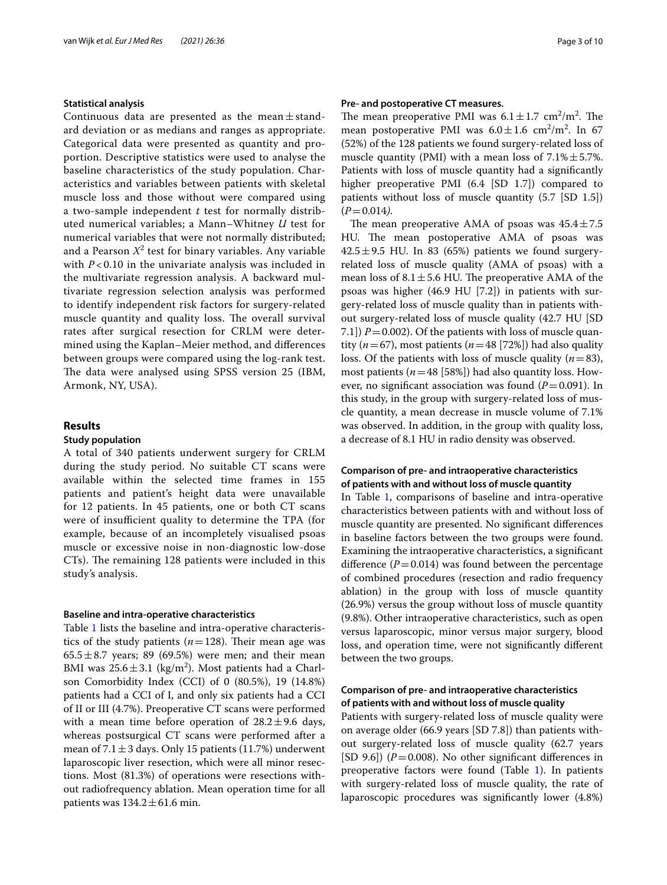### Statistical analysis

Continuous data are presented as the mean ± standard deviation or as medians and ranges as appropriate. Categorical data were presented as quantity and proportion. Descriptive statistics were used to analyse the baseline characteristics of the study population. Characteristics and variables between patients with skeletal muscle loss and those without were compared using a two-sample independent *t* test for normally distributed numerical variables; a Mann–Whitney *U* test for numerical variables that were not normally distributed; and a Pearson $X^2$ test for binary variables. Any variable with $P < 0.10$ in the univariate analysis was included in the multivariate regression analysis. A backward multivariate regression selection analysis was performed to identify independent risk factors for surgery-related muscle quantity and quality loss. The overall survival rates after surgical resection for CRLM were determined using the Kaplan–Meier method, and differences between groups were compared using the log-rank test. The data were analysed using SPSS version 25 (IBM, Armonk, NY, USA).

## Results

### Study population

A total of 340 patients underwent surgery for CRLM during the study period. No suitable CT scans were available within the selected time frames in 155 patients and patient's height data were unavailable for 12 patients. In 45 patients, one or both CT scans were of insufficient quality to determine the TPA (for example, because of an incompletely visualised psoas muscle or excessive noise in non-diagnostic low-dose CTs). The remaining 128 patients were included in this study's analysis.

### Baseline and intra-operative characteristics

Table 1 lists the baseline and intra-operative characteristics of the study patients ($n = 128$). Their mean age was $65.5 \pm 8.7$ years; 89 (69.5%) were men; and their mean BMI was $25.6 \pm 3.1$ (kg/m$^2$). Most patients had a Charlson Comorbidity Index (CCI) of 0 (80.5%), 19 (14.8%) patients had a CCI of I, and only six patients had a CCI of II or III (4.7%). Preoperative CT scans were performed with a mean time before operation of $28.2 \pm 9.6$ days, whereas postsurgical CT scans were performed after a mean of $7.1 \pm 3$ days. Only 15 patients (11.7%) underwent laparoscopic liver resection, which were all minor resections. Most (81.3%) of operations were resections without radiofrequency ablation. Mean operation time for all patients was $134.2 \pm 61.6$ min.

### Pre- and postoperative CT measures.

The mean preoperative PMI was $6.1 \pm 1.7$ cm$^2$/m$^2$. The mean postoperative PMI was $6.0 \pm 1.6$ cm$^2$/m$^2$. In 67 (52%) of the 128 patients we found surgery-related loss of muscle quantity (PMI) with a mean loss of $7.1\% \pm 5.7\%$. Patients with loss of muscle quantity had a significantly higher preoperative PMI (6.4 [SD 1.7]) compared to patients without loss of muscle quantity (5.7 [SD 1.5]) ($P = 0.014$).

The mean preoperative AMA of psoas was $45.4 \pm 7.5$ HU. The mean postoperative AMA of psoas was $42.5 \pm 9.5$ HU. In 83 (65%) patients we found surgery-related loss of muscle quality (AMA of psoas) with a mean loss of $8.1 \pm 5.6$ HU. The preoperative AMA of the psoas was higher (46.9 HU [7.2]) in patients with surgery-related loss of muscle quality than in patients without surgery-related loss of muscle quality (42.7 HU [SD 7.1]) $P = 0.002$). Of the patients with loss of muscle quantity ($n = 67$), most patients ($n = 48$ [72%]) had also quality loss. Of the patients with loss of muscle quality ($n = 83$), most patients ($n = 48$ [58%]) had also quantity loss. However, no significant association was found ($P = 0.091$). In this study, in the group with surgery-related loss of muscle quantity, a mean decrease in muscle volume of 7.1% was observed. In addition, in the group with quality loss, a decrease of 8.1 HU in radio density was observed.

### Comparison of pre- and intraoperative characteristics of patients with and without loss of muscle quantity

In Table 1, comparisons of baseline and intra-operative characteristics between patients with and without loss of muscle quantity are presented. No significant differences in baseline factors between the two groups were found. Examining the intraoperative characteristics, a significant difference ($P = 0.014$) was found between the percentage of combined procedures (resection and radio frequency ablation) in the group with loss of muscle quantity (26.9%) versus the group without loss of muscle quantity (9.8%). Other intraoperative characteristics, such as open versus laparoscopic, minor versus major surgery, blood loss, and operation time, were not significantly different between the two groups.

### Comparison of pre- and intraoperative characteristics of patients with and without loss of muscle quality

Patients with surgery-related loss of muscle quality were on average older (66.9 years [SD 7.8]) than patients without surgery-related loss of muscle quality (62.7 years [SD 9.6]) ($P = 0.008$). No other significant differences in preoperative factors were found (Table 1). In patients with surgery-related loss of muscle quality, the rate of laparoscopic procedures was significantly lower (4.8%)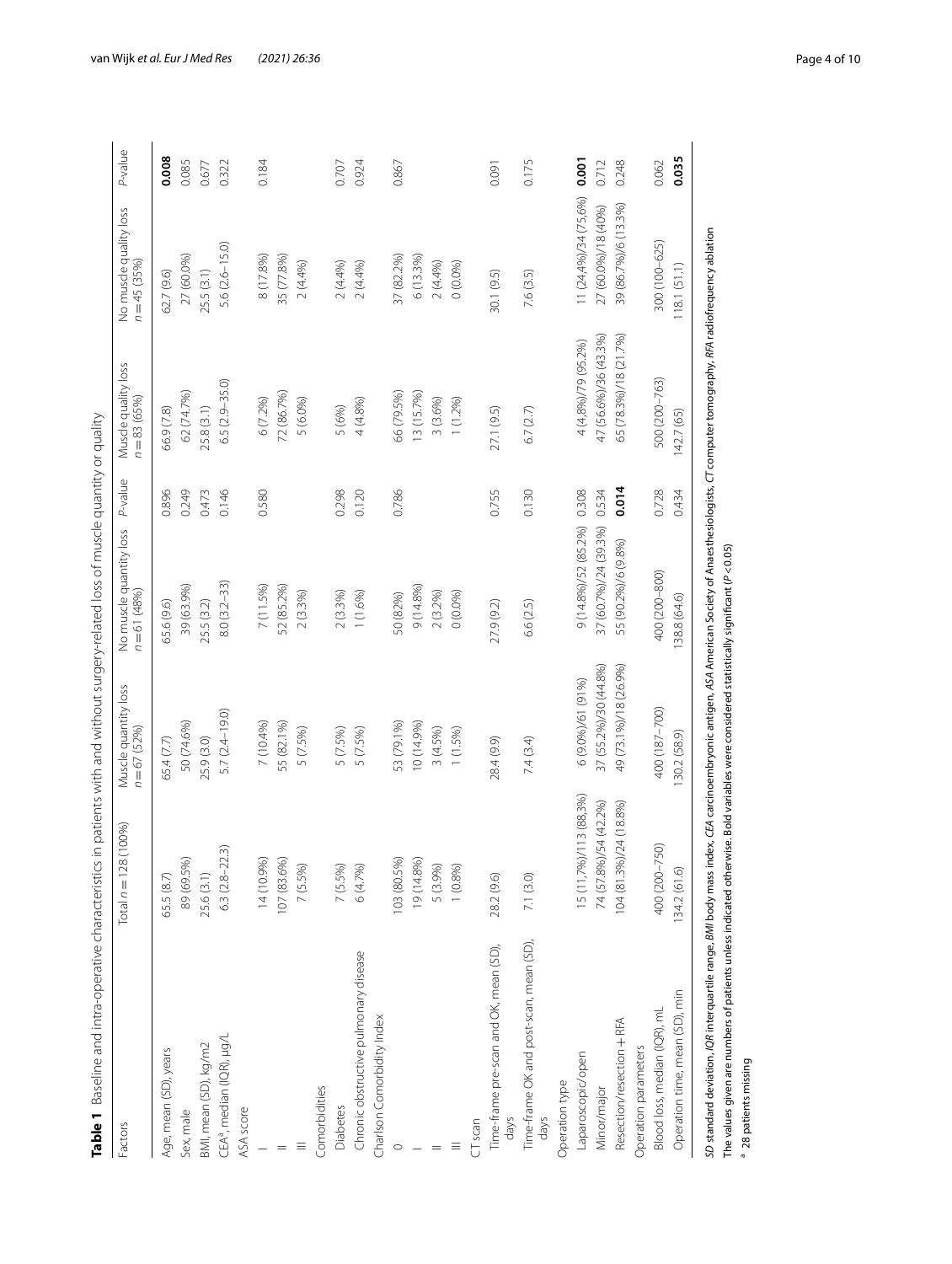**Table 1** Baseline and intra-operative characteristics in patients with and without surgery-related loss of muscle quantity or quality

| Factors | Total $n = 128$ (100%) | Muscle quantity loss $n = 67$ (52%) | No muscle quantity loss $n = 61$ (48%) | P-value | Muscle quality loss $n = 83$ (65%) | No muscle quality loss $n = 45$ (35%) | P-value |
|---|---|---|---|---|---|---|---|
| Age, mean (SD), years | 65.5 (8.7) | 65.4 (7.7) | 65.6 (9.6) | 0.896 | 66.9 (7.8) | 62.7 (9.6) | **0.008** |
| Sex, male | 89 (69.5%) | 50 (74.6%) | 39 (63.9%) | 0.249 | 62 (74.7%) | 27 (60.0%) | 0.085 |
| BMI, mean (SD), kg/m2 | 25.6 (3.1) | 25.9 (3.0) | 25.5 (3.2) | 0.473 | 25.8 (3.1) | 25.5 (3.1) | 0.677 |
| CEA[a], median (IQR), µg/L | 6.3 (2.8–22.3) | 5.7 (2.4–19.0) | 8.0 (3.2–33) | 0.146 | 6.5 (2.9–35.0) | 5.6 (2.6–15.0) | 0.322 |
| ASA score | | | | | | | |
| I | 14 (10.9%) | 7 (10.4%) | 7 (11.5%) | 0.580 | 6 (7.2%) | 8 (17.8%) | 0.184 |
| II | 107 (83.6%) | 55 (82.1%) | 52 (85.2%) | | 72 (86.7%) | 35 (77.8%) | |
| III | 7 (5.5%) | 5 (7.5%) | 2 (3.3%) | | 5 (6.0%) | 2 (4.4%) | |
| Comorbidities | | | | | | | |
| Diabetes | 7 (5.5%) | 5 (7.5%) | 2 (3.3%) | 0.298 | 5 (6%) | 2 (4.4%) | 0.707 |
| Chronic obstructive pulmonary disease | 6 (4.7%) | 5 (7.5%) | 1 (1.6%) | 0.120 | 4 (4.8%) | 2 (4.4%) | 0.924 |
| Charlson Comorbidity Index | | | | | | | |
| 0 | 103 (80.5%) | 53 (79.1%) | 50 (82%) | 0.786 | 66 (79.5%) | 37 (82.2%) | 0.867 |
| I | 19 (14.8%) | 10 (14.9%) | 9 (14.8%) | | 13 (15.7%) | 6 (13.3%) | |
| II | 5 (3.9%) | 3 (4.5%) | 2 (3.2%) | | 3 (3.6%) | 2 (4.4%) | |
| III | 1 (0.8%) | 1 (1.5%) | 0 (0.0%) | | 1 (1.2%) | 0 (0.0%) | |
| CT scan | | | | | | | |
| Time-frame pre-scan and OK, mean (SD), days | 28.2 (9.6) | 28.4 (9.9) | 27.9 (9.2) | 0.755 | 27.1 (9.5) | 30.1 (9.5) | 0.091 |
| Time-frame OK and post-scan, mean (SD), days | 7.1 (3.0) | 7.4 (3.4) | 6.6 (2.5) | 0.130 | 6.7 (2.7) | 7.6 (3.5) | 0.175 |
| Operation type | | | | | | | |
| Laparoscopic/open | 15 (11,7%)/113 (88,3%) | 6 (9.0%)/61 (91%) | 9 (14.8%)/52 (85.2%) | 0.308 | 4 (4,8%)/79 (95.2%) | 11 (24,4%)/34 (75,6%) | **0.001** |
| Minor/major | 74 (57.8%)/54 (42.2%) | 37 (55.2%)/30 (44.8%) | 37 (60.7%)/24 (39.3%) | 0.534 | 47 (56.6%)/36 (43.3%) | 27 (60.0%)/18 (40%) | 0.712 |
| Resection/resection + RFA | 104 (81.3%)/24 (18.8%) | 49 (73.1%)/18 (26.9%) | 55 (90.2%)/6 (9.8%) | **0.014** | 65 (78.3%)/18 (21.7%) | 39 (86.7%)/6 (13.3%) | 0.248 |
| Operation parameters | | | | | | | |
| Blood loss, median (IQR), mL | 400 (200–750) | 400 (187–700) | 400 (200–800) | 0.728 | 500 (200–763) | 300 (100–625) | 0.062 |
| Operation time, mean (SD), min | 134.2 (61.6) | 130.2 (58.9) | 138.8 (64.6) | 0.434 | 142.7 (65) | 118.1 (51.1) | **0.035** |

*SD* standard deviation, *IQR* interquartile range, *BMI* body mass index, *CEA* carcinoembryonic antigen, *ASA* American Society of Anaesthesiologists, *CT* computer tomography, *RFA* radiofrequency ablation

The values given are numbers of patients unless indicated otherwise. Bold variables were considered statistically significant ($P < 0.05$)

[a] 28 patients missing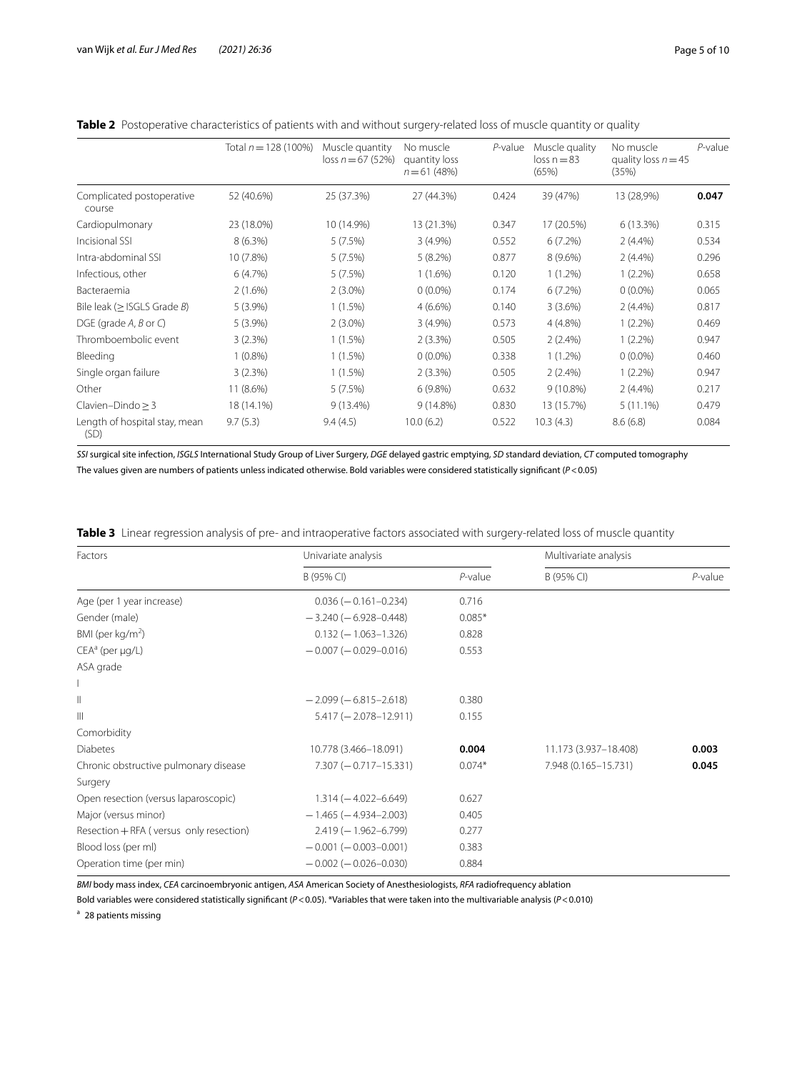**Table 2** Postoperative characteristics of patients with and without surgery-related loss of muscle quantity or quality

| | Total $n = 128$ (100%) | Muscle quantity loss $n = 67$ (52%) | No muscle quantity loss $n = 61$ (48%) | *P*-value | Muscle quality loss $n = 83$ (65%) | No muscle quality loss $n = 45$ (35%) | *P*-value |
|---|---|---|---|---|---|---|---|
| Complicated postoperative course | 52 (40.6%) | 25 (37.3%) | 27 (44.3%) | 0.424 | 39 (47%) | 13 (28,9%) | **0.047** |
| Cardiopulmonary | 23 (18.0%) | 10 (14.9%) | 13 (21.3%) | 0.347 | 17 (20.5%) | 6 (13.3%) | 0.315 |
| Incisional SSI | 8 (6.3%) | 5 (7.5%) | 3 (4.9%) | 0.552 | 6 (7.2%) | 2 (4.4%) | 0.534 |
| Intra-abdominal SSI | 10 (7.8%) | 5 (7.5%) | 5 (8.2%) | 0.877 | 8 (9.6%) | 2 (4.4%) | 0.296 |
| Infectious, other | 6 (4.7%) | 5 (7.5%) | 1 (1.6%) | 0.120 | 1 (1.2%) | 1 (2.2%) | 0.658 |
| Bacteraemia | 2 (1.6%) | 2 (3.0%) | 0 (0.0%) | 0.174 | 6 (7.2%) | 0 (0.0%) | 0.065 |
| Bile leak (≥ ISGLS Grade *B*) | 5 (3.9%) | 1 (1.5%) | 4 (6.6%) | 0.140 | 3 (3.6%) | 2 (4.4%) | 0.817 |
| DGE (grade *A*, *B* or *C*) | 5 (3.9%) | 2 (3.0%) | 3 (4.9%) | 0.573 | 4 (4.8%) | 1 (2.2%) | 0.469 |
| Thromboembolic event | 3 (2.3%) | 1 (1.5%) | 2 (3.3%) | 0.505 | 2 (2.4%) | 1 (2.2%) | 0.947 |
| Bleeding | 1 (0.8%) | 1 (1.5%) | 0 (0.0%) | 0.338 | 1 (1.2%) | 0 (0.0%) | 0.460 |
| Single organ failure | 3 (2.3%) | 1 (1.5%) | 2 (3.3%) | 0.505 | 2 (2.4%) | 1 (2.2%) | 0.947 |
| Other | 11 (8.6%) | 5 (7.5%) | 6 (9.8%) | 0.632 | 9 (10.8%) | 2 (4.4%) | 0.217 |
| Clavien–Dindo ≥ 3 | 18 (14.1%) | 9 (13.4%) | 9 (14.8%) | 0.830 | 13 (15.7%) | 5 (11.1%) | 0.479 |
| Length of hospital stay, mean (SD) | 9.7 (5.3) | 9.4 (4.5) | 10.0 (6.2) | 0.522 | 10.3 (4.3) | 8.6 (6.8) | 0.084 |

*SSI* surgical site infection, *ISGLS* International Study Group of Liver Surgery, *DGE* delayed gastric emptying, *SD* standard deviation, *CT* computed tomography

The values given are numbers of patients unless indicated otherwise. Bold variables were considered statistically significant ($P < 0.05$)

**Table 3** Linear regression analysis of pre- and intraoperative factors associated with surgery-related loss of muscle quantity

| Factors | Univariate analysis | | Multivariate analysis | |
|---|---|---|---|---|
| | B (95% CI) | *P*-value | B (95% CI) | *P*-value |
| Age (per 1 year increase) | 0.036 (−0.161–0.234) | 0.716 | | |
| Gender (male) | −3.240 (−6.928–0.448) | 0.085* | | |
| BMI (per kg/m$^2$) | 0.132 (−1.063–1.326) | 0.828 | | |
| CEA[a] (per μg/L) | −0.007 (−0.029–0.016) | 0.553 | | |
| ASA grade | | | | |
| I | | | | |
| II | −2.099 (−6.815–2.618) | 0.380 | | |
| III | 5.417 (−2.078–12.911) | 0.155 | | |
| Comorbidity | | | | |
| Diabetes | 10.778 (3.466–18.091) | **0.004** | 11.173 (3.937–18.408) | **0.003** |
| Chronic obstructive pulmonary disease | 7.307 (−0.717–15.331) | 0.074* | 7.948 (0.165–15.731) | **0.045** |
| Surgery | | | | |
| Open resection (versus laparoscopic) | 1.314 (−4.022–6.649) | 0.627 | | |
| Major (versus minor) | −1.465 (−4.934–2.003) | 0.405 | | |
| Resection + RFA (versus only resection) | 2.419 (−1.962–6.799) | 0.277 | | |
| Blood loss (per ml) | −0.001 (−0.003–0.001) | 0.383 | | |
| Operation time (per min) | −0.002 (−0.026–0.030) | 0.884 | | |

*BMI* body mass index, *CEA* carcinoembryonic antigen, *ASA* American Society of Anesthesiologists, *RFA* radiofrequency ablation

Bold variables were considered statistically significant ($P < 0.05$). *Variables that were taken into the multivariable analysis ($P < 0.010$)

[a] 28 patients missing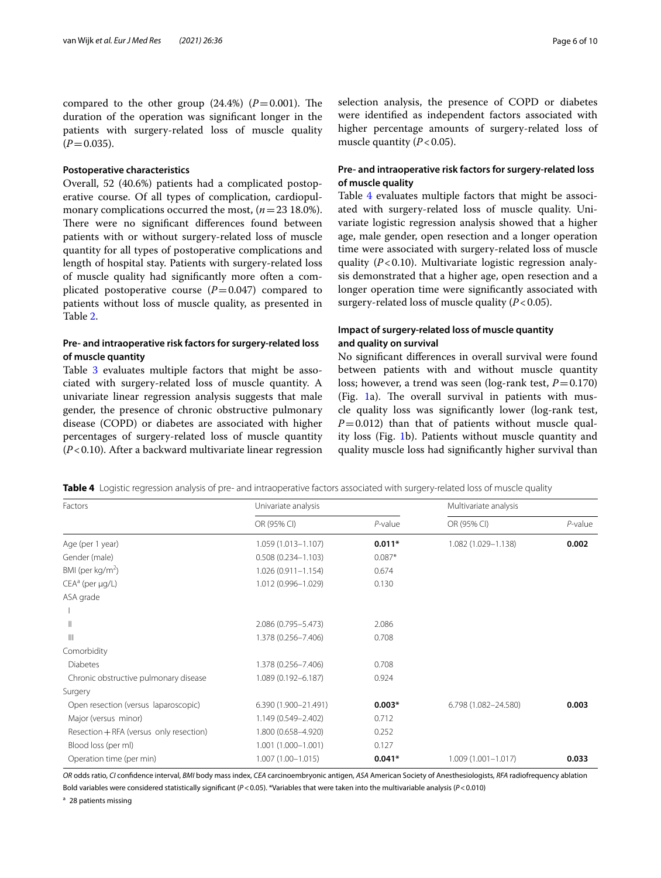compared to the other group (24.4%) ($P=0.001$). The duration of the operation was significant longer in the patients with surgery-related loss of muscle quality ($P=0.035$).

### Postoperative characteristics

Overall, 52 (40.6%) patients had a complicated postoperative course. Of all types of complication, cardiopulmonary complications occurred the most, ($n=23$ 18.0%). There were no significant differences found between patients with or without surgery-related loss of muscle quantity for all types of postoperative complications and length of hospital stay. Patients with surgery-related loss of muscle quality had significantly more often a complicated postoperative course ($P=0.047$) compared to patients without loss of muscle quality, as presented in Table 2.

### Pre- and intraoperative risk factors for surgery-related loss of muscle quantity

Table 3 evaluates multiple factors that might be associated with surgery-related loss of muscle quantity. A univariate linear regression analysis suggests that male gender, the presence of chronic obstructive pulmonary disease (COPD) or diabetes are associated with higher percentages of surgery-related loss of muscle quantity ($P<0.10$). After a backward multivariate linear regression selection analysis, the presence of COPD or diabetes were identified as independent factors associated with higher percentage amounts of surgery-related loss of muscle quantity ($P<0.05$).

### Pre- and intraoperative risk factors for surgery-related loss of muscle quality

Table 4 evaluates multiple factors that might be associated with surgery-related loss of muscle quality. Univariate logistic regression analysis showed that a higher age, male gender, open resection and a longer operation time were associated with surgery-related loss of muscle quality ($P<0.10$). Multivariate logistic regression analysis demonstrated that a higher age, open resection and a longer operation time were significantly associated with surgery-related loss of muscle quality ($P<0.05$).

### Impact of surgery-related loss of muscle quantity and quality on survival

No significant differences in overall survival were found between patients with and without muscle quantity loss; however, a trend was seen (log-rank test, $P=0.170$) (Fig. 1a). The overall survival in patients with muscle quality loss was significantly lower (log-rank test, $P=0.012$) than that of patients without muscle quality loss (Fig. 1b). Patients without muscle quantity and quality muscle loss had significantly higher survival than

**Table 4** Logistic regression analysis of pre- and intraoperative factors associated with surgery-related loss of muscle quality

| Factors | Univariate analysis | | Multivariate analysis | |
|---|---|---|---|---|
| | OR (95% CI) | *P*-value | OR (95% CI) | *P*-value |
| Age (per 1 year) | 1.059 (1.013–1.107) | **0.011*** | 1.082 (1.029–1.138) | **0.002** |
| Gender (male) | 0.508 (0.234–1.103) | 0.087* | | |
| BMI (per kg/m$^2$) | 1.026 (0.911–1.154) | 0.674 | | |
| CEA[a] (per μg/L) | 1.012 (0.996–1.029) | 0.130 | | |
| ASA grade | | | | |
| I | | | | |
| II | 2.086 (0.795–5.473) | 2.086 | | |
| III | 1.378 (0.256–7.406) | 0.708 | | |
| Comorbidity | | | | |
| Diabetes | 1.378 (0.256–7.406) | 0.708 | | |
| Chronic obstructive pulmonary disease | 1.089 (0.192–6.187) | 0.924 | | |
| Surgery | | | | |
| Open resection (versus laparoscopic) | 6.390 (1.900–21.491) | **0.003*** | 6.798 (1.082–24.580) | **0.003** |
| Major (versus minor) | 1.149 (0.549–2.402) | 0.712 | | |
| Resection + RFA (versus only resection) | 1.800 (0.658–4.920) | 0.252 | | |
| Blood loss (per ml) | 1.001 (1.000–1.001) | 0.127 | | |
| Operation time (per min) | 1.007 (1.00–1.015) | **0.041*** | 1.009 (1.001–1.017) | **0.033** |

*OR* odds ratio, *CI* confidence interval, *BMI* body mass index, *CEA* carcinoembryonic antigen, *ASA* American Society of Anesthesiologists, *RFA* radiofrequency ablation

Bold variables were considered statistically significant ($P<0.05$). *Variables that were taken into the multivariable analysis ($P<0.010$)

[a] 28 patients missing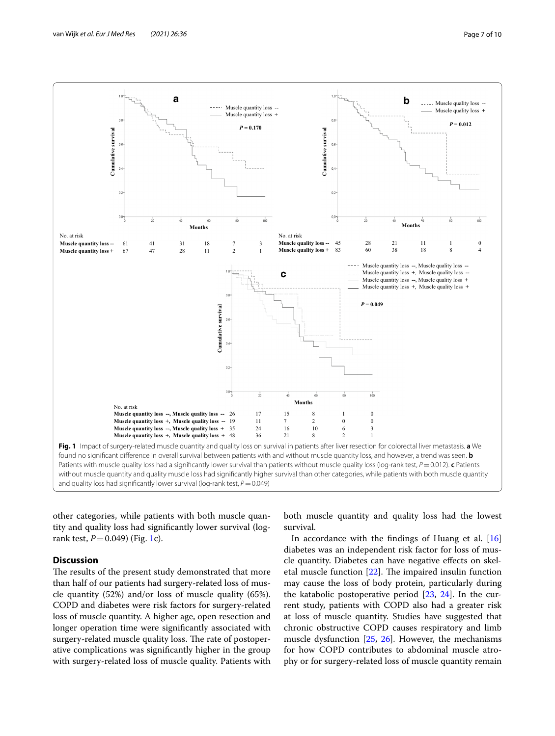No. at risk

| | 0 | 20 | 40 | 60 | 80 | 100 |
|---|---|---|---|---|---|---|
| Muscle quantity loss -- | 61 | 41 | 31 | 18 | 7 | 3 |
| Muscle quantity loss + | 67 | 47 | 28 | 11 | 2 | 1 |

No. at risk

| | 0 | 20 | 40 | 60 | 80 | 100 |
|---|---|---|---|---|---|---|
| Muscle quality loss -- | 45 | 28 | 21 | 11 | 1 | 0 |
| Muscle quality loss + | 83 | 60 | 38 | 18 | 8 | 4 |

No. at risk

| | 0 | 20 | 40 | 60 | 80 | 100 |
|---|---|---|---|---|---|---|
| Muscle quantity loss --, Muscle quality loss -- | 26 | 17 | 15 | 8 | 1 | 0 |
| Muscle quantity loss +, Muscle quality loss -- | 19 | 11 | 7 | 2 | 0 | 0 |
| Muscle quantity loss --, Muscle quality loss + | 35 | 24 | 16 | 10 | 6 | 3 |
| Muscle quantity loss +, Muscle quality loss + | 48 | 36 | 21 | 8 | 2 | 1 |

**Fig. 1** Impact of surgery-related muscle quantity and quality loss on survival in patients after liver resection for colorectal liver metastasis. **a** We found no significant difference in overall survival between patients with and without muscle quantity loss, and however, a trend was seen. **b** Patients with muscle quality loss had a significantly lower survival than patients without muscle quality loss (log-rank test, $P=0.012$). **c** Patients without muscle quantity and quality muscle loss had significantly higher survival than other categories, while patients with both muscle quantity and quality loss had significantly lower survival (log-rank test, $P=0.049$)

other categories, while patients with both muscle quantity and quality loss had significantly lower survival (log-rank test, $P=0.049$) (Fig. 1c).

## Discussion

The results of the present study demonstrated that more than half of our patients had surgery-related loss of muscle quantity (52%) and/or loss of muscle quality (65%). COPD and diabetes were risk factors for surgery-related loss of muscle quantity. A higher age, open resection and longer operation time were significantly associated with surgery-related muscle quality loss. The rate of postoperative complications was significantly higher in the group with surgery-related loss of muscle quality. Patients with both muscle quantity and quality loss had the lowest survival.

In accordance with the findings of Huang et al. [16] diabetes was an independent risk factor for loss of muscle quantity. Diabetes can have negative effects on skeletal muscle function [22]. The impaired insulin function may cause the loss of body protein, particularly during the katabolic postoperative period [23, 24]. In the current study, patients with COPD also had a greater risk at loss of muscle quantity. Studies have suggested that chronic obstructive COPD causes respiratory and limb muscle dysfunction [25, 26]. However, the mechanisms for how COPD contributes to abdominal muscle atrophy or for surgery-related loss of muscle quantity remain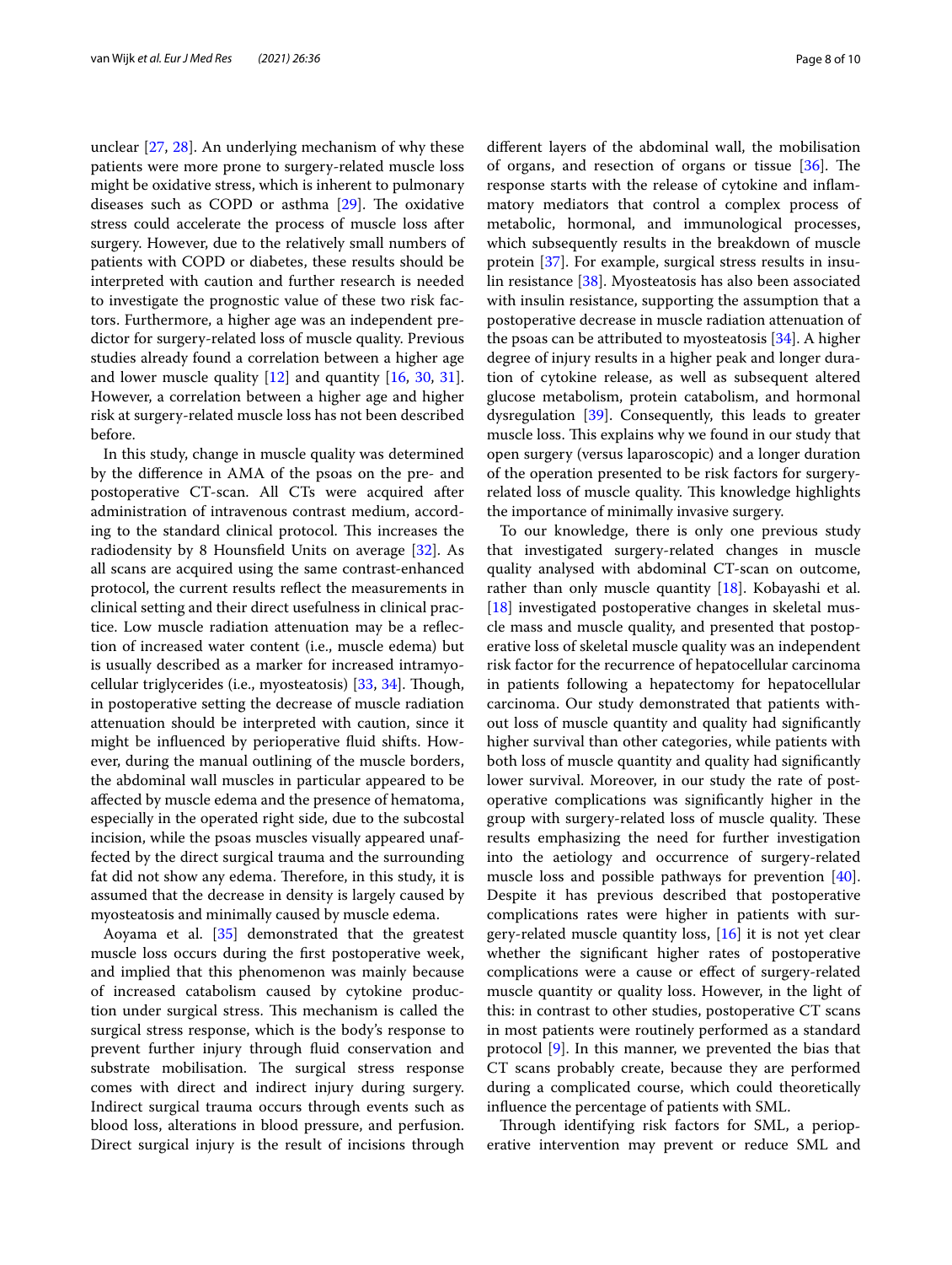unclear [27, 28]. An underlying mechanism of why these patients were more prone to surgery-related muscle loss might be oxidative stress, which is inherent to pulmonary diseases such as COPD or asthma [29]. The oxidative stress could accelerate the process of muscle loss after surgery. However, due to the relatively small numbers of patients with COPD or diabetes, these results should be interpreted with caution and further research is needed to investigate the prognostic value of these two risk factors. Furthermore, a higher age was an independent predictor for surgery-related loss of muscle quality. Previous studies already found a correlation between a higher age and lower muscle quality [12] and quantity [16, 30, 31]. However, a correlation between a higher age and higher risk at surgery-related muscle loss has not been described before.

In this study, change in muscle quality was determined by the difference in AMA of the psoas on the pre- and postoperative CT-scan. All CTs were acquired after administration of intravenous contrast medium, according to the standard clinical protocol. This increases the radiodensity by 8 Hounsfield Units on average [32]. As all scans are acquired using the same contrast-enhanced protocol, the current results reflect the measurements in clinical setting and their direct usefulness in clinical practice. Low muscle radiation attenuation may be a reflection of increased water content (i.e., muscle edema) but is usually described as a marker for increased intramyocellular triglycerides (i.e., myosteatosis) [33, 34]. Though, in postoperative setting the decrease of muscle radiation attenuation should be interpreted with caution, since it might be influenced by perioperative fluid shifts. However, during the manual outlining of the muscle borders, the abdominal wall muscles in particular appeared to be affected by muscle edema and the presence of hematoma, especially in the operated right side, due to the subcostal incision, while the psoas muscles visually appeared unaffected by the direct surgical trauma and the surrounding fat did not show any edema. Therefore, in this study, it is assumed that the decrease in density is largely caused by myosteatosis and minimally caused by muscle edema.

Aoyama et al. [35] demonstrated that the greatest muscle loss occurs during the first postoperative week, and implied that this phenomenon was mainly because of increased catabolism caused by cytokine production under surgical stress. This mechanism is called the surgical stress response, which is the body's response to prevent further injury through fluid conservation and substrate mobilisation. The surgical stress response comes with direct and indirect injury during surgery. Indirect surgical trauma occurs through events such as blood loss, alterations in blood pressure, and perfusion. Direct surgical injury is the result of incisions through different layers of the abdominal wall, the mobilisation of organs, and resection of organs or tissue [36]. The response starts with the release of cytokine and inflammatory mediators that control a complex process of metabolic, hormonal, and immunological processes, which subsequently results in the breakdown of muscle protein [37]. For example, surgical stress results in insulin resistance [38]. Myosteatosis has also been associated with insulin resistance, supporting the assumption that a postoperative decrease in muscle radiation attenuation of the psoas can be attributed to myosteatosis [34]. A higher degree of injury results in a higher peak and longer duration of cytokine release, as well as subsequent altered glucose metabolism, protein catabolism, and hormonal dysregulation [39]. Consequently, this leads to greater muscle loss. This explains why we found in our study that open surgery (versus laparoscopic) and a longer duration of the operation presented to be risk factors for surgery-related loss of muscle quality. This knowledge highlights the importance of minimally invasive surgery.

To our knowledge, there is only one previous study that investigated surgery-related changes in muscle quality analysed with abdominal CT-scan on outcome, rather than only muscle quantity [18]. Kobayashi et al. [18] investigated postoperative changes in skeletal muscle mass and muscle quality, and presented that postoperative loss of skeletal muscle quality was an independent risk factor for the recurrence of hepatocellular carcinoma in patients following a hepatectomy for hepatocellular carcinoma. Our study demonstrated that patients without loss of muscle quantity and quality had significantly higher survival than other categories, while patients with both loss of muscle quantity and quality had significantly lower survival. Moreover, in our study the rate of postoperative complications was significantly higher in the group with surgery-related loss of muscle quality. These results emphasizing the need for further investigation into the aetiology and occurrence of surgery-related muscle loss and possible pathways for prevention [40]. Despite it has previous described that postoperative complications rates were higher in patients with surgery-related muscle quantity loss, [16] it is not yet clear whether the significant higher rates of postoperative complications were a cause or effect of surgery-related muscle quantity or quality loss. However, in the light of this: in contrast to other studies, postoperative CT scans in most patients were routinely performed as a standard protocol [9]. In this manner, we prevented the bias that CT scans probably create, because they are performed during a complicated course, which could theoretically influence the percentage of patients with SML.

Through identifying risk factors for SML, a perioperative intervention may prevent or reduce SML and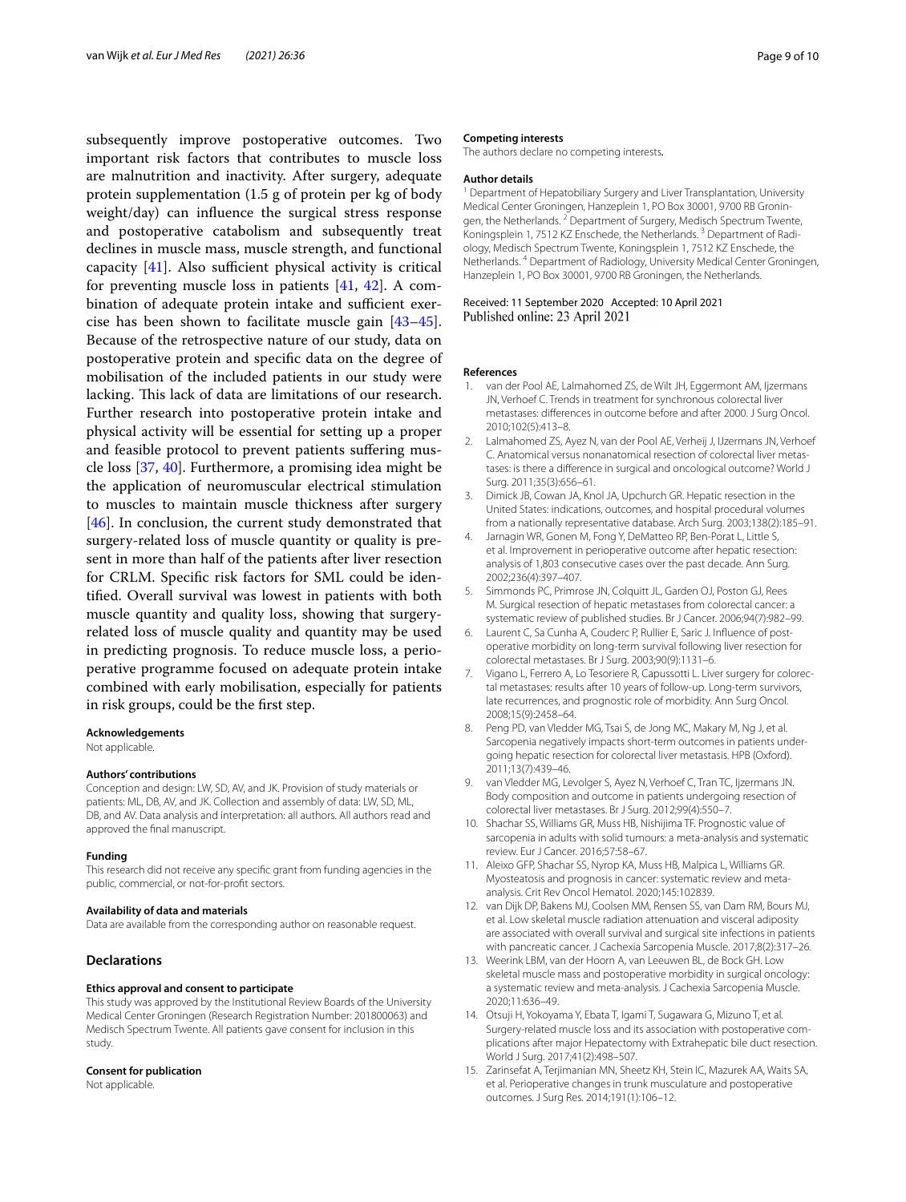subsequently improve postoperative outcomes. Two important risk factors that contributes to muscle loss are malnutrition and inactivity. After surgery, adequate protein supplementation (1.5 g of protein per kg of body weight/day) can influence the surgical stress response and postoperative catabolism and subsequently treat declines in muscle mass, muscle strength, and functional capacity [41]. Also sufficient physical activity is critical for preventing muscle loss in patients [41, 42]. A combination of adequate protein intake and sufficient exercise has been shown to facilitate muscle gain [43–45]. Because of the retrospective nature of our study, data on postoperative protein and specific data on the degree of mobilisation of the included patients in our study were lacking. This lack of data are limitations of our research. Further research into postoperative protein intake and physical activity will be essential for setting up a proper and feasible protocol to prevent patients suffering muscle loss [37, 40]. Furthermore, a promising idea might be the application of neuromuscular electrical stimulation to muscles to maintain muscle thickness after surgery [46]. In conclusion, the current study demonstrated that surgery-related loss of muscle quantity or quality is present in more than half of the patients after liver resection for CRLM. Specific risk factors for SML could be identified. Overall survival was lowest in patients with both muscle quantity and quality loss, showing that surgery-related loss of muscle quality and quantity may be used in predicting prognosis. To reduce muscle loss, a perioperative programme focused on adequate protein intake combined with early mobilisation, especially for patients in risk groups, could be the first step.

#### Acknowledgements
Not applicable.

#### Authors' contributions
Conception and design: LW, SD, AV, and JK. Provision of study materials or patients: ML, DB, AV, and JK. Collection and assembly of data: LW, SD, ML, DB, and AV. Data analysis and interpretation: all authors. All authors read and approved the final manuscript.

#### Funding
This research did not receive any specific grant from funding agencies in the public, commercial, or not-for-profit sectors.

#### Availability of data and materials
Data are available from the corresponding author on reasonable request.

### Declarations

#### Ethics approval and consent to participate
This study was approved by the Institutional Review Boards of the University Medical Center Groningen (Research Registration Number: 201800063) and Medisch Spectrum Twente. All patients gave consent for inclusion in this study.

#### Consent for publication
Not applicable.

#### Competing interests
The authors declare no competing interests.

#### Author details
[1] Department of Hepatobiliary Surgery and Liver Transplantation, University Medical Center Groningen, Hanzeplein 1, PO Box 30001, 9700 RB Groningen, the Netherlands. [2] Department of Surgery, Medisch Spectrum Twente, Koningsplein 1, 7512 KZ Enschede, the Netherlands. [3] Department of Radiology, Medisch Spectrum Twente, Koningsplein 1, 7512 KZ Enschede, the Netherlands. [4] Department of Radiology, University Medical Center Groningen, Hanzeplein 1, PO Box 30001, 9700 RB Groningen, the Netherlands.

Received: 11 September 2020 Accepted: 10 April 2021
Published online: 23 April 2021

#### References
1. van der Pool AE, Lalmahomed ZS, de Wilt JH, Eggermont AM, Ijzermans JN, Verhoef C. Trends in treatment for synchronous colorectal liver metastases: differences in outcome before and after 2000. J Surg Oncol. 2010;102(5):413–8.
2. Lalmahomed ZS, Ayez N, van der Pool AE, Verheij J, IJzermans JN, Verhoef C. Anatomical versus nonanatomical resection of colorectal liver metastases: is there a difference in surgical and oncological outcome? World J Surg. 2011;35(3):656–61.
3. Dimick JB, Cowan JA, Knol JA, Upchurch GR. Hepatic resection in the United States: indications, outcomes, and hospital procedural volumes from a nationally representative database. Arch Surg. 2003;138(2):185–91.
4. Jarnagin WR, Gonen M, Fong Y, DeMatteo RP, Ben-Porat L, Little S, et al. Improvement in perioperative outcome after hepatic resection: analysis of 1,803 consecutive cases over the past decade. Ann Surg. 2002;236(4):397–407.
5. Simmonds PC, Primrose JN, Colquitt JL, Garden OJ, Poston GJ, Rees M. Surgical resection of hepatic metastases from colorectal cancer: a systematic review of published studies. Br J Cancer. 2006;94(7):982–99.
6. Laurent C, Sa Cunha A, Couderc P, Rullier E, Saric J. Influence of postoperative morbidity on long-term survival following liver resection for colorectal metastases. Br J Surg. 2003;90(9):1131–6.
7. Vigano L, Ferrero A, Lo Tesoriere R, Capussotti L. Liver surgery for colorectal metastases: results after 10 years of follow-up. Long-term survivors, late recurrences, and prognostic role of morbidity. Ann Surg Oncol. 2008;15(9):2458–64.
8. Peng PD, van Vledder MG, Tsai S, de Jong MC, Makary M, Ng J, et al. Sarcopenia negatively impacts short-term outcomes in patients undergoing hepatic resection for colorectal liver metastasis. HPB (Oxford). 2011;13(7):439–46.
9. van Vledder MG, Levolger S, Ayez N, Verhoef C, Tran TC, Ijzermans JN. Body composition and outcome in patients undergoing resection of colorectal liver metastases. Br J Surg. 2012;99(4):550–7.
10. Shachar SS, Williams GR, Muss HB, Nishijima TF. Prognostic value of sarcopenia in adults with solid tumours: a meta-analysis and systematic review. Eur J Cancer. 2016;57:58–67.
11. Aleixo GFP, Shachar SS, Nyrop KA, Muss HB, Malpica L, Williams GR. Myosteatosis and prognosis in cancer: systematic review and meta-analysis. Crit Rev Oncol Hematol. 2020;145:102839.
12. van Dijk DP, Bakens MJ, Coolsen MM, Rensen SS, van Dam RM, Bours MJ, et al. Low skeletal muscle radiation attenuation and visceral adiposity are associated with overall survival and surgical site infections in patients with pancreatic cancer. J Cachexia Sarcopenia Muscle. 2017;8(2):317–26.
13. Weerink LBM, van der Hoorn A, van Leeuwen BL, de Bock GH. Low skeletal muscle mass and postoperative morbidity in surgical oncology: a systematic review and meta-analysis. J Cachexia Sarcopenia Muscle. 2020;11:636–49.
14. Otsuji H, Yokoyama Y, Ebata T, Igami T, Sugawara G, Mizuno T, et al. Surgery-related muscle loss and its association with postoperative complications after major Hepatectomy with Extrahepatic bile duct resection. World J Surg. 2017;41(2):498–507.
15. Zarinsefat A, Terjimanian MN, Sheetz KH, Stein IC, Mazurek AA, Waits SA, et al. Perioperative changes in trunk musculature and postoperative outcomes. J Surg Res. 2014;191(1):106–12.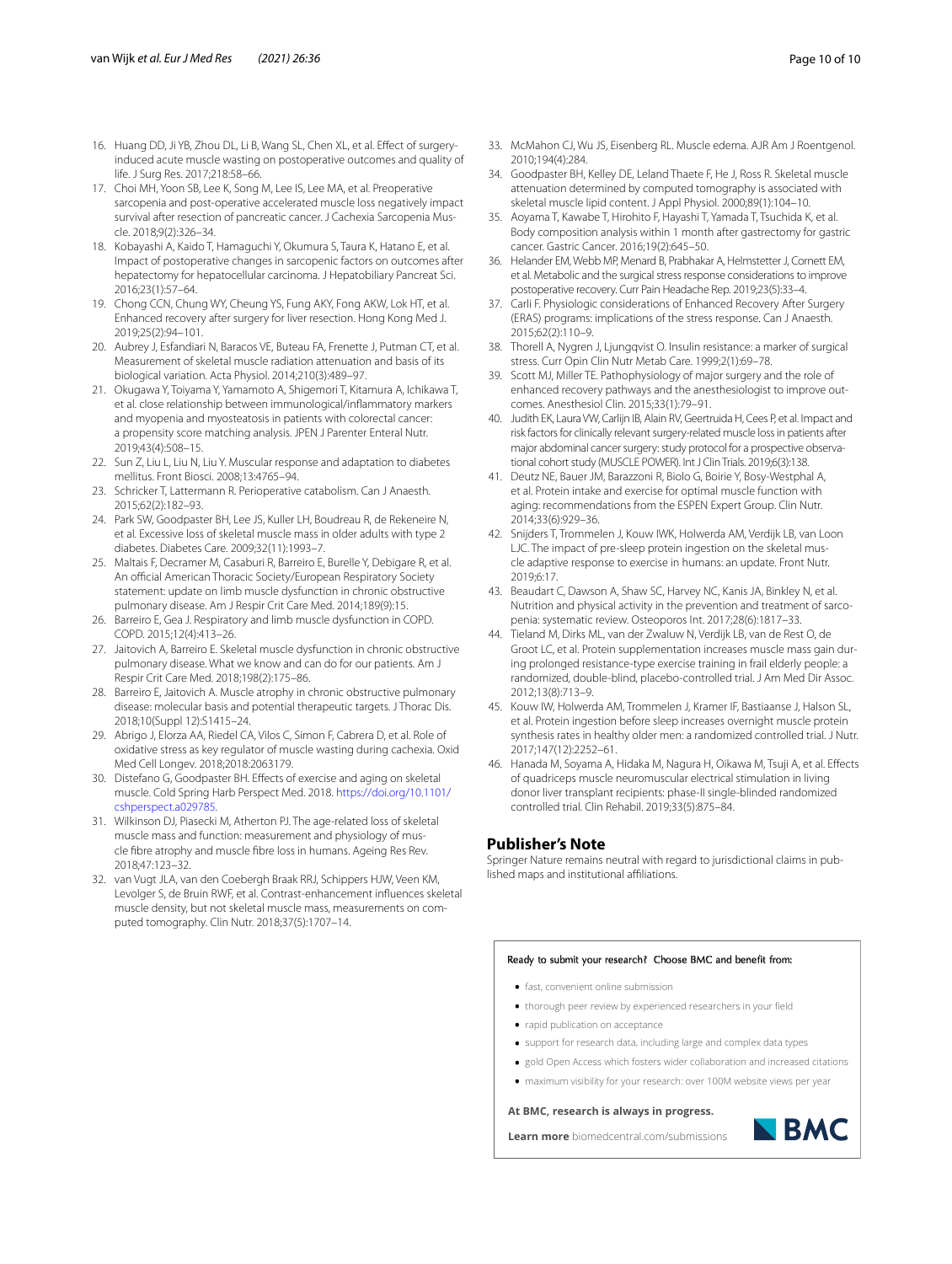16. Huang DD, Ji YB, Zhou DL, Li B, Wang SL, Chen XL, et al. Effect of surgery-induced acute muscle wasting on postoperative outcomes and quality of life. J Surg Res. 2017;218:58–66.
17. Choi MH, Yoon SB, Lee K, Song M, Lee IS, Lee MA, et al. Preoperative sarcopenia and post-operative accelerated muscle loss negatively impact survival after resection of pancreatic cancer. J Cachexia Sarcopenia Muscle. 2018;9(2):326–34.
18. Kobayashi A, Kaido T, Hamaguchi Y, Okumura S, Taura K, Hatano E, et al. Impact of postoperative changes in sarcopenic factors on outcomes after hepatectomy for hepatocellular carcinoma. J Hepatobiliary Pancreat Sci. 2016;23(1):57–64.
19. Chong CCN, Chung WY, Cheung YS, Fung AKY, Fong AKW, Lok HT, et al. Enhanced recovery after surgery for liver resection. Hong Kong Med J. 2019;25(2):94–101.
20. Aubrey J, Esfandiari N, Baracos VE, Buteau FA, Frenette J, Putman CT, et al. Measurement of skeletal muscle radiation attenuation and basis of its biological variation. Acta Physiol. 2014;210(3):489–97.
21. Okugawa Y, Toiyama Y, Yamamoto A, Shigemori T, Kitamura A, Ichikawa T, et al. close relationship between immunological/inflammatory markers and myopenia and myosteatosis in patients with colorectal cancer: a propensity score matching analysis. JPEN J Parenter Enteral Nutr. 2019;43(4):508–15.
22. Sun Z, Liu L, Liu N, Liu Y. Muscular response and adaptation to diabetes mellitus. Front Biosci. 2008;13:4765–94.
23. Schricker T, Lattermann R. Perioperative catabolism. Can J Anaesth. 2015;62(2):182–93.
24. Park SW, Goodpaster BH, Lee JS, Kuller LH, Boudreau R, de Rekeneire N, et al. Excessive loss of skeletal muscle mass in older adults with type 2 diabetes. Diabetes Care. 2009;32(11):1993–7.
25. Maltais F, Decramer M, Casaburi R, Barreiro E, Burelle Y, Debigare R, et al. An official American Thoracic Society/European Respiratory Society statement: update on limb muscle dysfunction in chronic obstructive pulmonary disease. Am J Respir Crit Care Med. 2014;189(9):15.
26. Barreiro E, Gea J. Respiratory and limb muscle dysfunction in COPD. COPD. 2015;12(4):413–26.
27. Jaitovich A, Barreiro E. Skeletal muscle dysfunction in chronic obstructive pulmonary disease. What we know and can do for our patients. Am J Respir Crit Care Med. 2018;198(2):175–86.
28. Barreiro E, Jaitovich A. Muscle atrophy in chronic obstructive pulmonary disease: molecular basis and potential therapeutic targets. J Thorac Dis. 2018;10(Suppl 12):S1415–24.
29. Abrigo J, Elorza AA, Riedel CA, Vilos C, Simon F, Cabrera D, et al. Role of oxidative stress as key regulator of muscle wasting during cachexia. Oxid Med Cell Longev. 2018;2018:2063179.
30. Distefano G, Goodpaster BH. Effects of exercise and aging on skeletal muscle. Cold Spring Harb Perspect Med. 2018. https://doi.org/10.1101/cshperspect.a029785.
31. Wilkinson DJ, Piasecki M, Atherton PJ. The age-related loss of skeletal muscle mass and function: measurement and physiology of muscle fibre atrophy and muscle fibre loss in humans. Ageing Res Rev. 2018;47:123–32.
32. van Vugt JLA, van den Coebergh Braak RRJ, Schippers HJW, Veen KM, Levolger S, de Bruin RWF, et al. Contrast-enhancement influences skeletal muscle density, but not skeletal muscle mass, measurements on computed tomography. Clin Nutr. 2018;37(5):1707–14.
33. McMahon CJ, Wu JS, Eisenberg RL. Muscle edema. AJR Am J Roentgenol. 2010;194(4):284.
34. Goodpaster BH, Kelley DE, Leland Thaete F, He J, Ross R. Skeletal muscle attenuation determined by computed tomography is associated with skeletal muscle lipid content. J Appl Physiol. 2000;89(1):104–10.
35. Aoyama T, Kawabe T, Hirohito F, Hayashi T, Yamada T, Tsuchida K, et al. Body composition analysis within 1 month after gastrectomy for gastric cancer. Gastric Cancer. 2016;19(2):645–50.
36. Helander EM, Webb MP, Menard B, Prabhakar A, Helmstetter J, Cornett EM, et al. Metabolic and the surgical stress response considerations to improve postoperative recovery. Curr Pain Headache Rep. 2019;23(5):33–4.
37. Carli F. Physiologic considerations of Enhanced Recovery After Surgery (ERAS) programs: implications of the stress response. Can J Anaesth. 2015;62(2):110–9.
38. Thorell A, Nygren J, Ljungqvist O. Insulin resistance: a marker of surgical stress. Curr Opin Clin Nutr Metab Care. 1999;2(1):69–78.
39. Scott MJ, Miller TE. Pathophysiology of major surgery and the role of enhanced recovery pathways and the anesthesiologist to improve outcomes. Anesthesiol Clin. 2015;33(1):79–91.
40. Judith EK, Laura VW, Carlijn IB, Alain RV, Geertruida H, Cees P, et al. Impact and risk factors for clinically relevant surgery-related muscle loss in patients after major abdominal cancer surgery: study protocol for a prospective observational cohort study (MUSCLE POWER). Int J Clin Trials. 2019;6(3):138.
41. Deutz NE, Bauer JM, Barazzoni R, Biolo G, Boirie Y, Bosy-Westphal A, et al. Protein intake and exercise for optimal muscle function with aging: recommendations from the ESPEN Expert Group. Clin Nutr. 2014;33(6):929–36.
42. Snijders T, Trommelen J, Kouw IWK, Holwerda AM, Verdijk LB, van Loon LJC. The impact of pre-sleep protein ingestion on the skeletal muscle adaptive response to exercise in humans: an update. Front Nutr. 2019;6:17.
43. Beaudart C, Dawson A, Shaw SC, Harvey NC, Kanis JA, Binkley N, et al. Nutrition and physical activity in the prevention and treatment of sarcopenia: systematic review. Osteoporos Int. 2017;28(6):1817–33.
44. Tieland M, Dirks ML, van der Zwaluw N, Verdijk LB, van de Rest O, de Groot LC, et al. Protein supplementation increases muscle mass gain during prolonged resistance-type exercise training in frail elderly people: a randomized, double-blind, placebo-controlled trial. J Am Med Dir Assoc. 2012;13(8):713–9.
45. Kouw IW, Holwerda AM, Trommelen J, Kramer IF, Bastiaanse J, Halson SL, et al. Protein ingestion before sleep increases overnight muscle protein synthesis rates in healthy older men: a randomized controlled trial. J Nutr. 2017;147(12):2252–61.
46. Hanada M, Soyama A, Hidaka M, Nagura H, Oikawa M, Tsuji A, et al. Effects of quadriceps muscle neuromuscular electrical stimulation in living donor liver transplant recipients: phase-II single-blinded randomized controlled trial. Clin Rehabil. 2019;33(5):875–84.

## Publisher's Note

Springer Nature remains neutral with regard to jurisdictional claims in published maps and institutional affiliations.

Ready to submit your research? Choose BMC and benefit from:

- fast, convenient online submission
- thorough peer review by experienced researchers in your field
- rapid publication on acceptance
- support for research data, including large and complex data types
- gold Open Access which fosters wider collaboration and increased citations
- maximum visibility for your research: over 100M website views per year

**At BMC, research is always in progress.**

**Learn more** biomedcentral.com/submissions

BMC